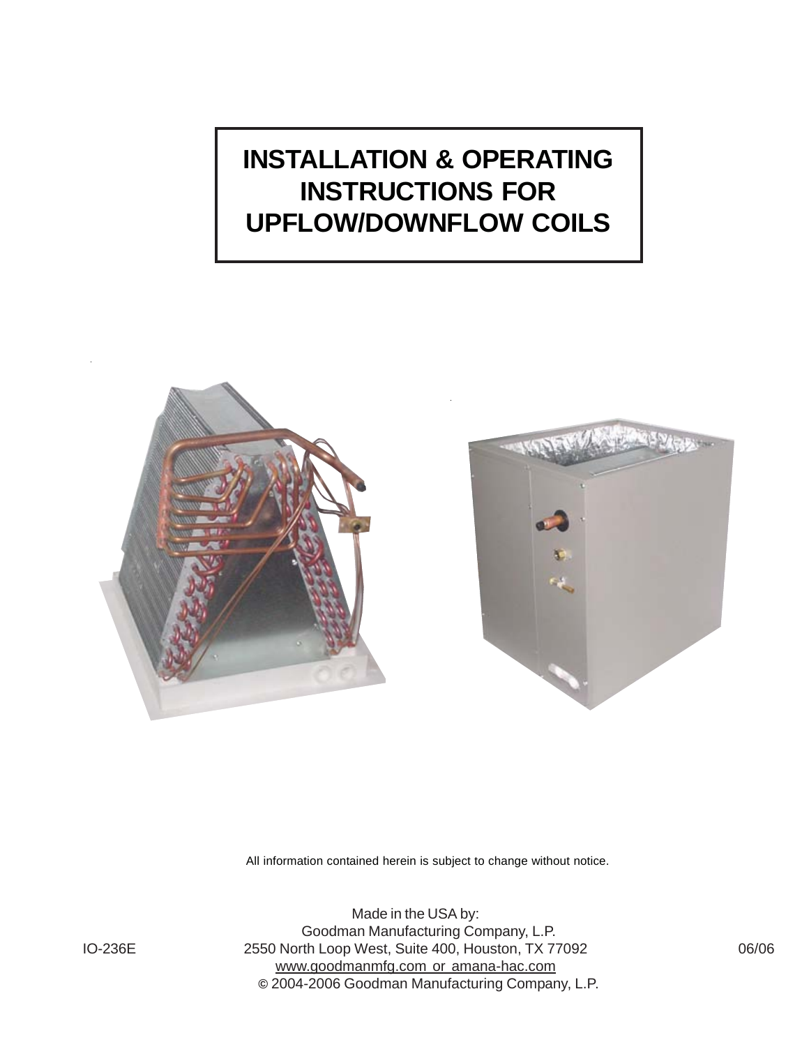# INSTALLATION & OPERATING INSTRUCTIONS FOR UPFLOW/DOWNFLOW COILS

All information contained herein is subject to change without notice.

Made in the USA by:
Goodman Manufacturing Company, L.P.
2550 North Loop West, Suite 400, Houston, TX 77092
www.goodmanmfg.com or amana-hac.com
© 2004-2006 Goodman Manufacturing Company, L.P.

IO-236E

06/06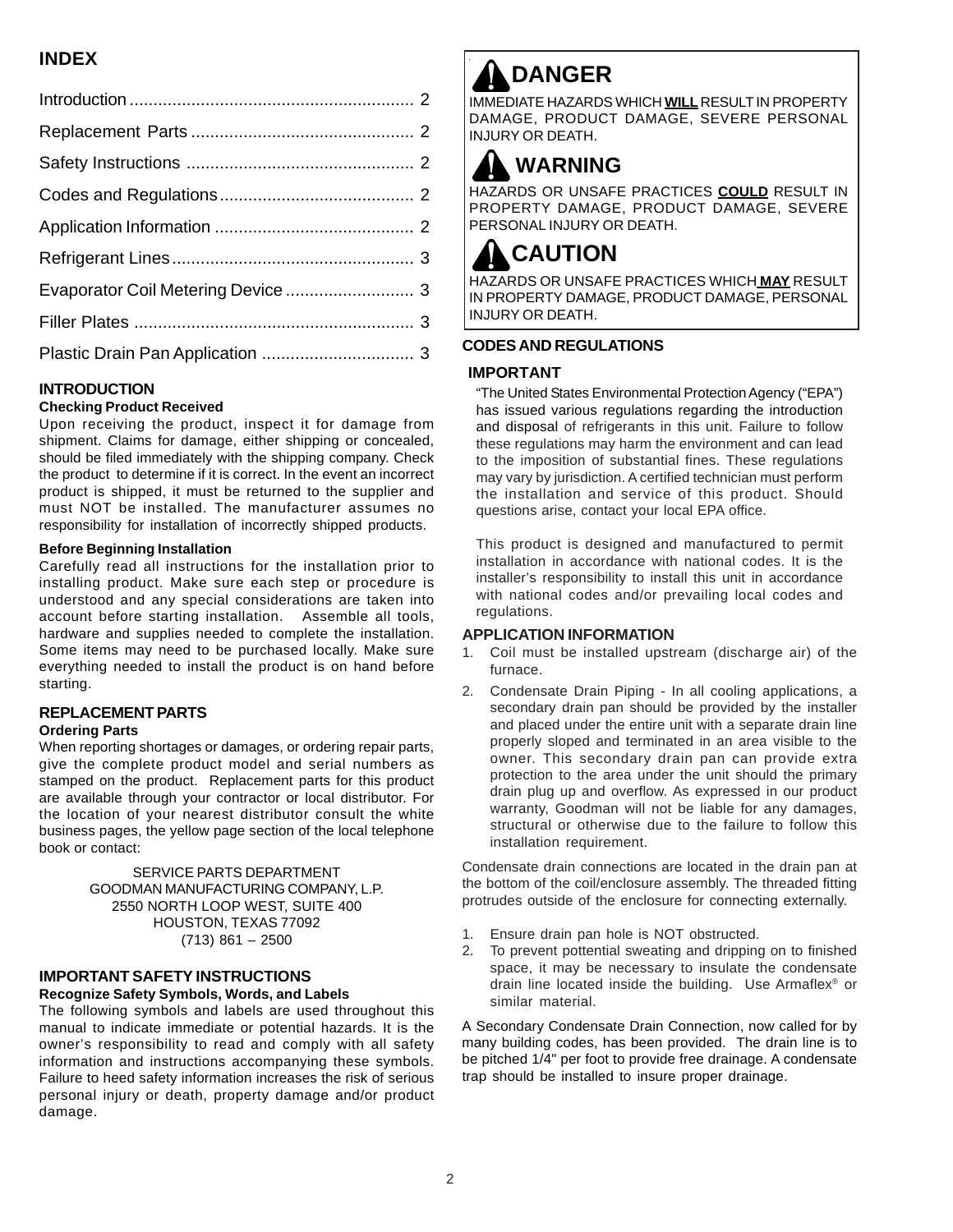## INDEX

| | |
|---|---|
| Introduction | 2 |
| Replacement Parts | 2 |
| Safety Instructions | 2 |
| Codes and Regulations | 2 |
| Application Information | 2 |
| Refrigerant Lines | 3 |
| Evaporator Coil Metering Device | 3 |
| Filler Plates | 3 |
| Plastic Drain Pan Application | 3 |

## INTRODUCTION

### Checking Product Received

Upon receiving the product, inspect it for damage from shipment. Claims for damage, either shipping or concealed, should be filed immediately with the shipping company. Check the product to determine if it is correct. In the event an incorrect product is shipped, it must be returned to the supplier and must NOT be installed. The manufacturer assumes no responsibility for installation of incorrectly shipped products.

### Before Beginning Installation

Carefully read all instructions for the installation prior to installing product. Make sure each step or procedure is understood and any special considerations are taken into account before starting installation. Assemble all tools, hardware and supplies needed to complete the installation. Some items may need to be purchased locally. Make sure everything needed to install the product is on hand before starting.

## REPLACEMENT PARTS

### Ordering Parts

When reporting shortages or damages, or ordering repair parts, give the complete product model and serial numbers as stamped on the product. Replacement parts for this product are available through your contractor or local distributor. For the location of your nearest distributor consult the white business pages, the yellow page section of the local telephone book or contact:

SERVICE PARTS DEPARTMENT
GOODMAN MANUFACTURING COMPANY, L.P.
2550 NORTH LOOP WEST, SUITE 400
HOUSTON, TEXAS 77092
(713) 861 – 2500

## IMPORTANT SAFETY INSTRUCTIONS

### Recognize Safety Symbols, Words, and Labels

The following symbols and labels are used throughout this manual to indicate immediate or potential hazards. It is the owner's responsibility to read and comply with all safety information and instructions accompanying these symbols. Failure to heed safety information increases the risk of serious personal injury or death, property damage and/or product damage.

**⚠ DANGER**

IMMEDIATE HAZARDS WHICH **WILL** RESULT IN PROPERTY DAMAGE, PRODUCT DAMAGE, SEVERE PERSONAL INJURY OR DEATH.

**⚠ WARNING**

HAZARDS OR UNSAFE PRACTICES **COULD** RESULT IN PROPERTY DAMAGE, PRODUCT DAMAGE, SEVERE PERSONAL INJURY OR DEATH.

**⚠ CAUTION**

HAZARDS OR UNSAFE PRACTICES WHICH **MAY** RESULT IN PROPERTY DAMAGE, PRODUCT DAMAGE, PERSONAL INJURY OR DEATH.

## CODES AND REGULATIONS

### IMPORTANT

"The United States Environmental Protection Agency ("EPA") has issued various regulations regarding the introduction and disposal of refrigerants in this unit. Failure to follow these regulations may harm the environment and can lead to the imposition of substantial fines. These regulations may vary by jurisdiction. A certified technician must perform the installation and service of this product. Should questions arise, contact your local EPA office.

This product is designed and manufactured to permit installation in accordance with national codes. It is the installer's responsibility to install this unit in accordance with national codes and/or prevailing local codes and regulations.

## APPLICATION INFORMATION

1. Coil must be installed upstream (discharge air) of the furnace.
2. Condensate Drain Piping - In all cooling applications, a secondary drain pan should be provided by the installer and placed under the entire unit with a separate drain line properly sloped and terminated in an area visible to the owner. This secondary drain pan can provide extra protection to the area under the unit should the primary drain plug up and overflow. As expressed in our product warranty, Goodman will not be liable for any damages, structural or otherwise due to the failure to follow this installation requirement.

Condensate drain connections are located in the drain pan at the bottom of the coil/enclosure assembly. The threaded fitting protrudes outside of the enclosure for connecting externally.

1. Ensure drain pan hole is NOT obstructed.
2. To prevent pottential sweating and dripping on to finished space, it may be necessary to insulate the condensate drain line located inside the building. Use Armaflex® or similar material.

A Secondary Condensate Drain Connection, now called for by many building codes, has been provided. The drain line is to be pitched 1/4" per foot to provide free drainage. A condensate trap should be installed to insure proper drainage.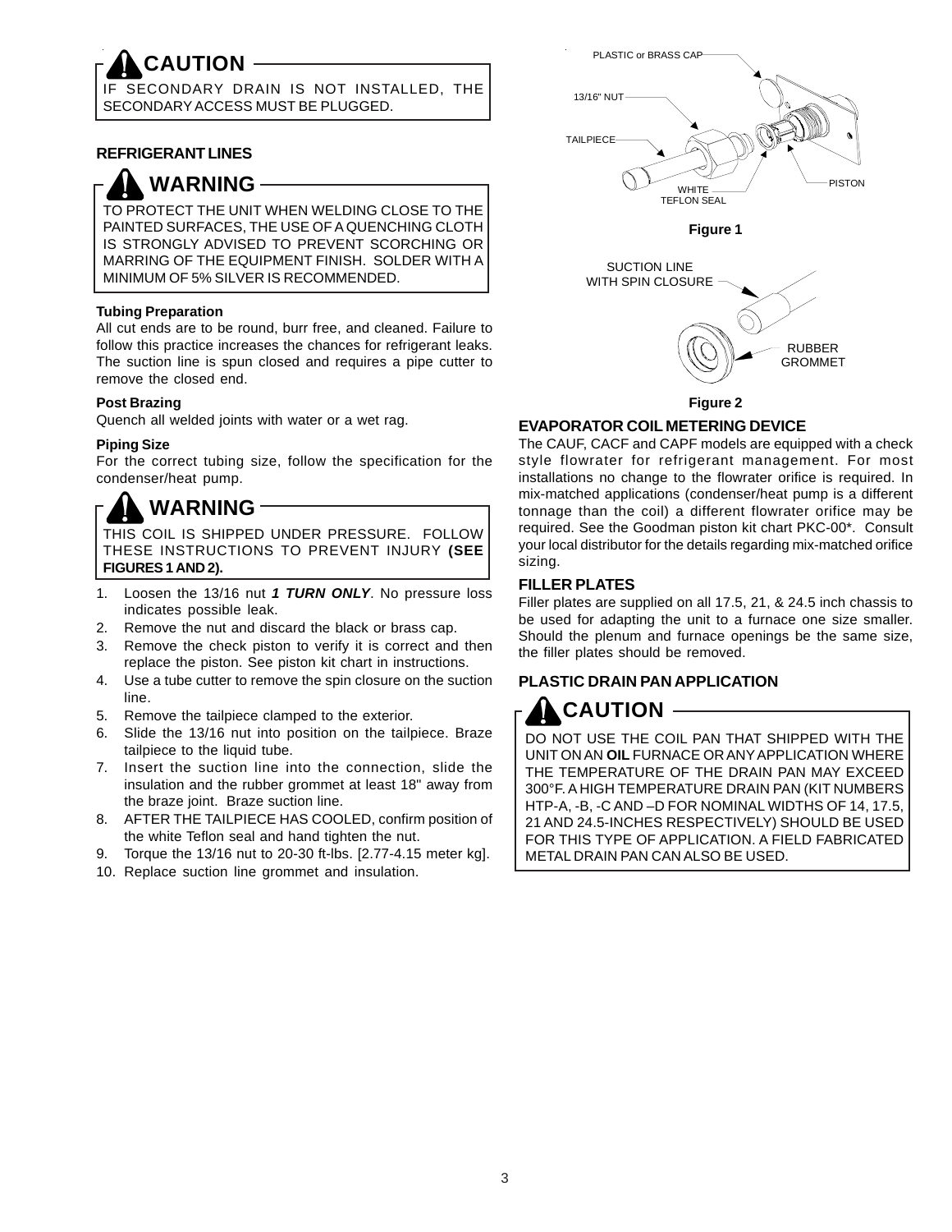## ⚠ CAUTION

IF SECONDARY DRAIN IS NOT INSTALLED, THE SECONDARY ACCESS MUST BE PLUGGED.

## REFRIGERANT LINES

## ⚠ WARNING

TO PROTECT THE UNIT WHEN WELDING CLOSE TO THE PAINTED SURFACES, THE USE OF A QUENCHING CLOTH IS STRONGLY ADVISED TO PREVENT SCORCHING OR MARRING OF THE EQUIPMENT FINISH. SOLDER WITH A MINIMUM OF 5% SILVER IS RECOMMENDED.

### Tubing Preparation

All cut ends are to be round, burr free, and cleaned. Failure to follow this practice increases the chances for refrigerant leaks. The suction line is spun closed and requires a pipe cutter to remove the closed end.

### Post Brazing

Quench all welded joints with water or a wet rag.

### Piping Size

For the correct tubing size, follow the specification for the condenser/heat pump.

## ⚠ WARNING

THIS COIL IS SHIPPED UNDER PRESSURE. FOLLOW THESE INSTRUCTIONS TO PREVENT INJURY **(SEE FIGURES 1 AND 2).**

1. Loosen the 13/16 nut ***1 TURN ONLY***. No pressure loss indicates possible leak.
2. Remove the nut and discard the black or brass cap.
3. Remove the check piston to verify it is correct and then replace the piston. See piston kit chart in instructions.
4. Use a tube cutter to remove the spin closure on the suction line.
5. Remove the tailpiece clamped to the exterior.
6. Slide the 13/16 nut into position on the tailpiece. Braze tailpiece to the liquid tube.
7. Insert the suction line into the connection, slide the insulation and the rubber grommet at least 18" away from the braze joint. Braze suction line.
8. AFTER THE TAILPIECE HAS COOLED, confirm position of the white Teflon seal and hand tighten the nut.
9. Torque the 13/16 nut to 20-30 ft-lbs. [2.77-4.15 meter kg].
10. Replace suction line grommet and insulation.

PLASTIC or BRASS CAP

13/16" NUT

TAILPIECE

WHITE TEFLON SEAL

PISTON

**Figure 1**

SUCTION LINE WITH SPIN CLOSURE

RUBBER GROMMET

**Figure 2**

## EVAPORATOR COIL METERING DEVICE

The CAUF, CACF and CAPF models are equipped with a check style flowrater for refrigerant management. For most installations no change to the flowrater orifice is required. In mix-matched applications (condenser/heat pump is a different tonnage than the coil) a different flowrater orifice may be required. See the Goodman piston kit chart PKC-00*. Consult your local distributor for the details regarding mix-matched orifice sizing.

## FILLER PLATES

Filler plates are supplied on all 17.5, 21, & 24.5 inch chassis to be used for adapting the unit to a furnace one size smaller. Should the plenum and furnace openings be the same size, the filler plates should be removed.

## PLASTIC DRAIN PAN APPLICATION

## ⚠ CAUTION

DO NOT USE THE COIL PAN THAT SHIPPED WITH THE UNIT ON AN **OIL** FURNACE OR ANY APPLICATION WHERE THE TEMPERATURE OF THE DRAIN PAN MAY EXCEED 300°F. A HIGH TEMPERATURE DRAIN PAN (KIT NUMBERS HTP-A, -B, -C AND –D FOR NOMINAL WIDTHS OF 14, 17.5, 21 AND 24.5-INCHES RESPECTIVELY) SHOULD BE USED FOR THIS TYPE OF APPLICATION. A FIELD FABRICATED METAL DRAIN PAN CAN ALSO BE USED.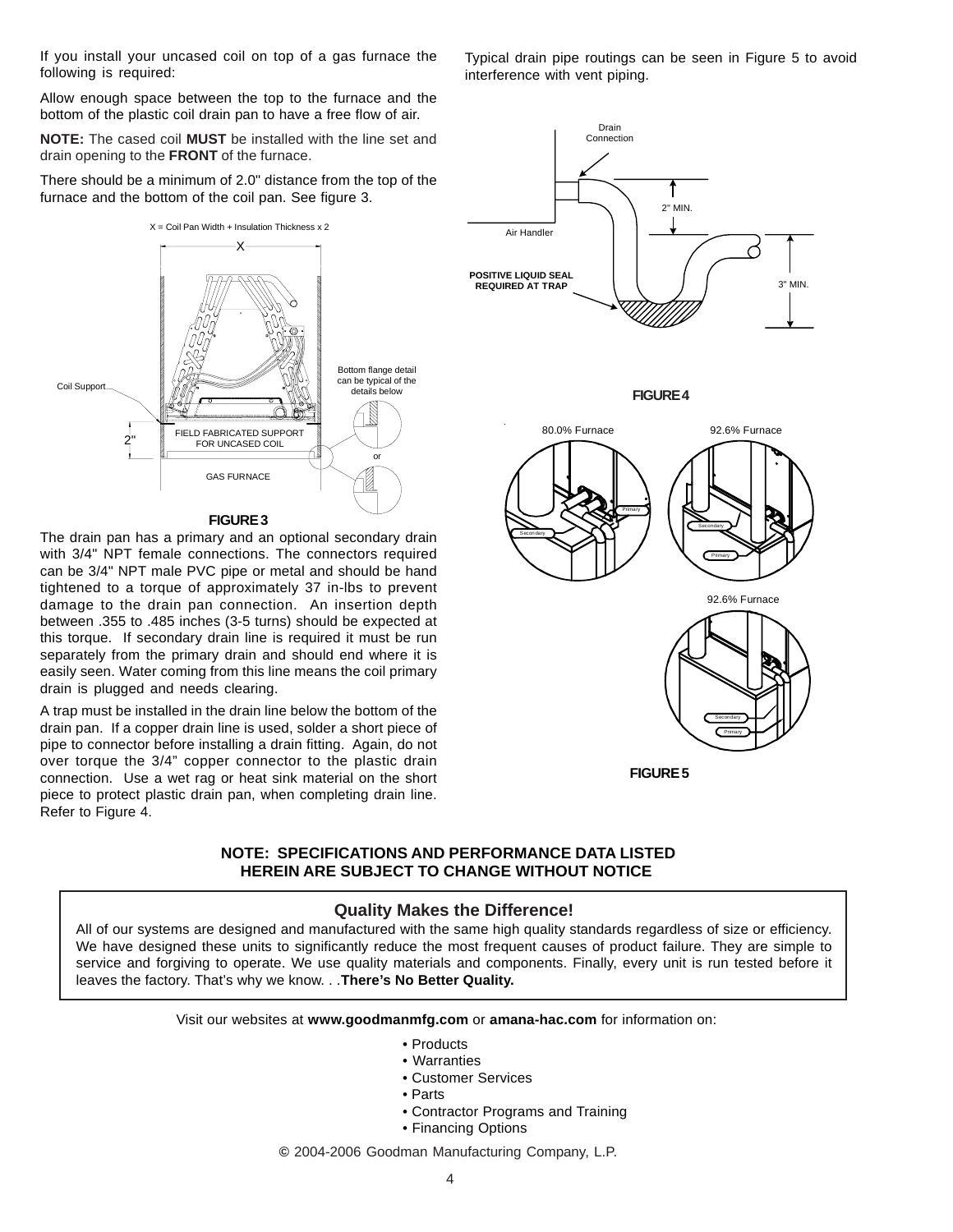If you install your uncased coil on top of a gas furnace the following is required:

Allow enough space between the top to the furnace and the bottom of the plastic coil drain pan to have a free flow of air.

**NOTE:** The cased coil **MUST** be installed with the line set and drain opening to the **FRONT** of the furnace.

There should be a minimum of 2.0" distance from the top of the furnace and the bottom of the coil pan. See figure 3.

X = Coil Pan Width + Insulation Thickness x 2

X

Coil Support

Bottom flange detail can be typical of the details below

or

2"

FIELD FABRICATED SUPPORT FOR UNCASED COIL

GAS FURNACE

**FIGURE 3**

The drain pan has a primary and an optional secondary drain with 3/4" NPT female connections. The connectors required can be 3/4" NPT male PVC pipe or metal and should be hand tightened to a torque of approximately 37 in-lbs to prevent damage to the drain pan connection. An insertion depth between .355 to .485 inches (3-5 turns) should be expected at this torque. If secondary drain line is required it must be run separately from the primary drain and should end where it is easily seen. Water coming from this line means the coil primary drain is plugged and needs clearing.

A trap must be installed in the drain line below the bottom of the drain pan. If a copper drain line is used, solder a short piece of pipe to connector before installing a drain fitting. Again, do not over torque the 3/4" copper connector to the plastic drain connection. Use a wet rag or heat sink material on the short piece to protect plastic drain pan, when completing drain line. Refer to Figure 4.

Typical drain pipe routings can be seen in Figure 5 to avoid interference with vent piping.

Drain Connection

2" MIN.

Air Handler

POSITIVE LIQUID SEAL REQUIRED AT TRAP

3" MIN.

**FIGURE 4**

80.0% Furnace

Primary

Secondary

92.6% Furnace

Secondary

Primary

92.6% Furnace

Secondary

Primary

**FIGURE 5**

**NOTE: SPECIFICATIONS AND PERFORMANCE DATA LISTED HEREIN ARE SUBJECT TO CHANGE WITHOUT NOTICE**

## Quality Makes the Difference!

All of our systems are designed and manufactured with the same high quality standards regardless of size or efficiency. We have designed these units to significantly reduce the most frequent causes of product failure. They are simple to service and forgiving to operate. We use quality materials and components. Finally, every unit is run tested before it leaves the factory. That's why we know. . .**There's No Better Quality.**

Visit our websites at **www.goodmanmfg.com** or **amana-hac.com** for information on:

- Products
- Warranties
- Customer Services
- Parts
- Contractor Programs and Training
- Financing Options

© 2004-2006 Goodman Manufacturing Company, L.P.